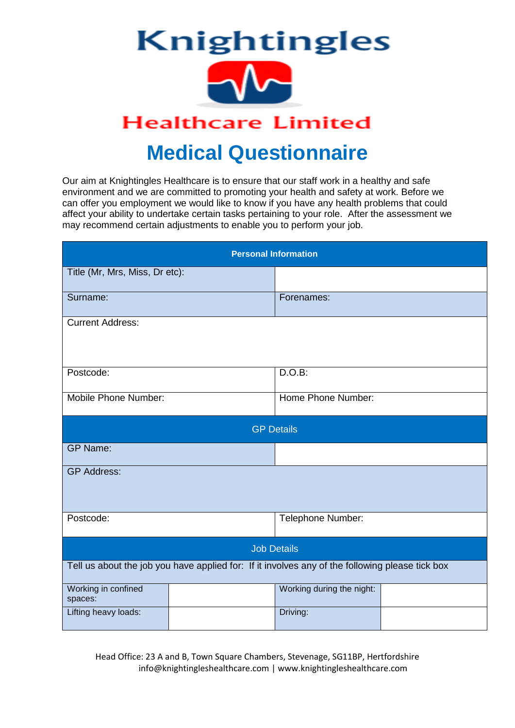# Knightingles Healthcare Limited

## Medical Questionnaire

Our aim at Knightingles Healthcare is to ensure that our staff work in a healthy and safe environment and we are committed to promoting your health and safety at work. Before we can offer you employment we would like to know if you have any health problems that could affect your ability to undertake certain tasks pertaining to your role. After the assessment we may recommend certain adjustments to enable you to perform your job.

| Personal Information | | | |
|---|---|---|---|
| Title (Mr, Mrs, Miss, Dr etc): | | | |
| Surname: | | Forenames: | |
| Current Address: | | | |
| Postcode: | | D.O.B: | |
| Mobile Phone Number: | | Home Phone Number: | |
| **GP Details** | | | |
| GP Name: | | | |
| GP Address: | | | |
| Postcode: | | Telephone Number: | |
| **Job Details** | | | |
| Tell us about the job you have applied for: If it involves any of the following please tick box | | | |
| Working in confined spaces: | | Working during the night: | |
| Lifting heavy loads: | | Driving: | |

Head Office: 23 A and B, Town Square Chambers, Stevenage, SG11BP, Hertfordshire
info@knightingleshealthcare.com | www.knightingleshealthcare.com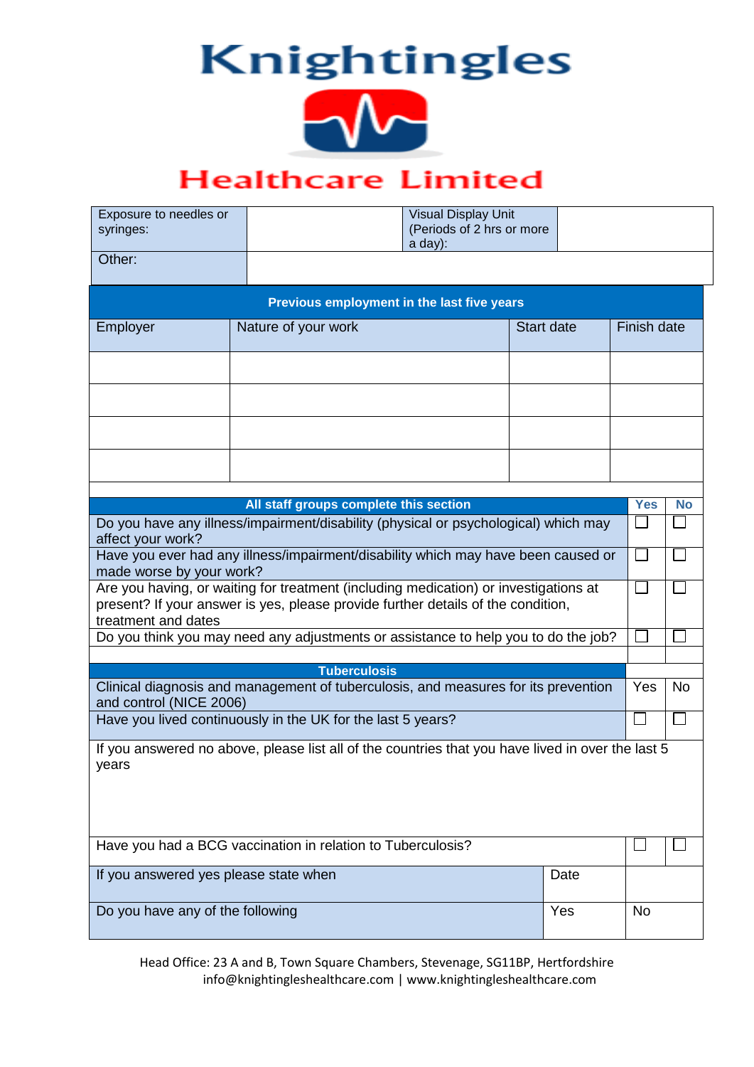# Knightingles Healthcare Limited

| Exposure to needles or syringes: | | Visual Display Unit (Periods of 2 hrs or more a day): | |
|---|---|---|---|
| Other: | | | |

| Previous employment in the last five years | | | |
|---|---|---|---|
| Employer | Nature of your work | Start date | Finish date |
| | | | |
| | | | |
| | | | |
| | | | |

| All staff groups complete this section | Yes | No |
|---|---|---|
| Do you have any illness/impairment/disability (physical or psychological) which may affect your work? | ☐ | ☐ |
| Have you ever had any illness/impairment/disability which may have been caused or made worse by your work? | ☐ | ☐ |
| Are you having, or waiting for treatment (including medication) or investigations at present? If your answer is yes, please provide further details of the condition, treatment and dates | ☐ | ☐ |
| Do you think you may need any adjustments or assistance to help you to do the job? | ☐ | ☐ |

| Tuberculosis | | |
|---|---|---|
| Clinical diagnosis and management of tuberculosis, and measures for its prevention and control (NICE 2006) | Yes | No |
| Have you lived continuously in the UK for the last 5 years? | ☐ | ☐ |
| If you answered no above, please list all of the countries that you have lived in over the last 5 years | | |
| Have you had a BCG vaccination in relation to Tuberculosis? | ☐ | ☐ |
| If you answered yes please state when | Date | |
| Do you have any of the following | Yes | No |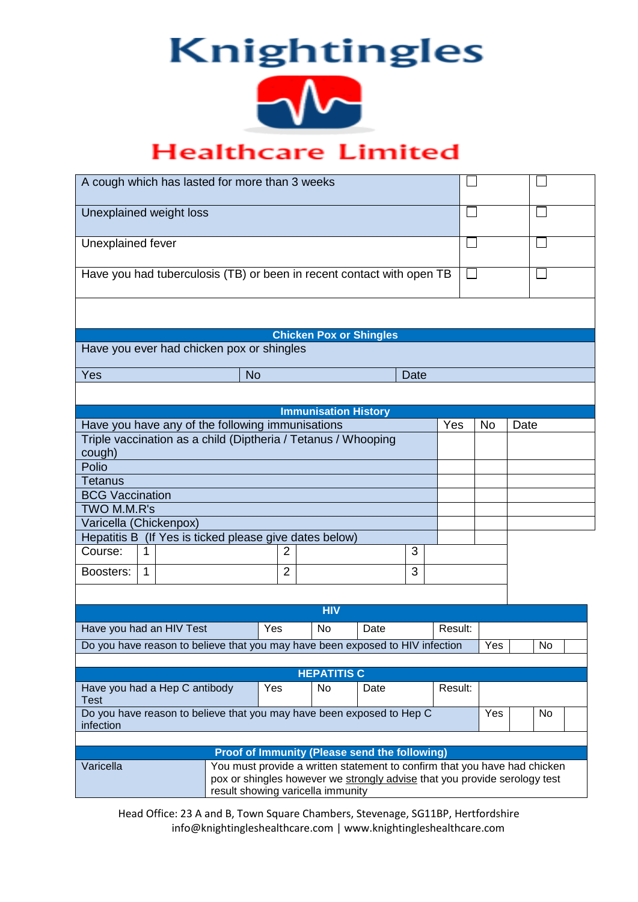# Knightingles

## Healthcare Limited

| | | |
|---|---|---|
| A cough which has lasted for more than 3 weeks | ☐ | ☐ |
| Unexplained weight loss | ☐ | ☐ |
| Unexplained fever | ☐ | ☐ |
| Have you had tuberculosis (TB) or been in recent contact with open TB | ☐ | ☐ |

**Chicken Pox or Shingles**

| Have you ever had chicken pox or shingles | | |
|---|---|---|
| Yes | No | Date |

**Immunisation History**

| Have you have any of the following immunisations | Yes | No | Date |
|---|---|---|---|
| Triple vaccination as a child (Diptheria / Tetanus / Whooping cough) | | | |
| Polio | | | |
| Tetanus | | | |
| BCG Vaccination | | | |
| TWO M.M.R's | | | |
| Varicella (Chickenpox) | | | |
| Hepatitis B (If Yes is ticked please give dates below) | | | |

| | | | | | | |
|---|---|---|---|---|---|---|
| Course: | 1 | | 2 | | 3 | |
| Boosters: | 1 | | 2 | | 3 | |

**HIV**

| Have you had an HIV Test | Yes | No | Date | Result: | | | |
|---|---|---|---|---|---|---|---|
| Do you have reason to believe that you may have been exposed to HIV infection | | | | | Yes | | No |

**HEPATITIS C**

| Have you had a Hep C antibody Test | Yes | No | Date | Result: | | | |
|---|---|---|---|---|---|---|---|
| Do you have reason to believe that you may have been exposed to Hep C infection | | | | | Yes | | No |

**Proof of Immunity (Please send the following)**

| Varicella | You must provide a written statement to confirm that you have had chicken pox or shingles however we strongly advise that you provide serology test result showing varicella immunity |
|---|---|

Head Office: 23 A and B, Town Square Chambers, Stevenage, SG11BP, Hertfordshire
info@knightingleshealthcare.com | www.knightingleshealthcare.com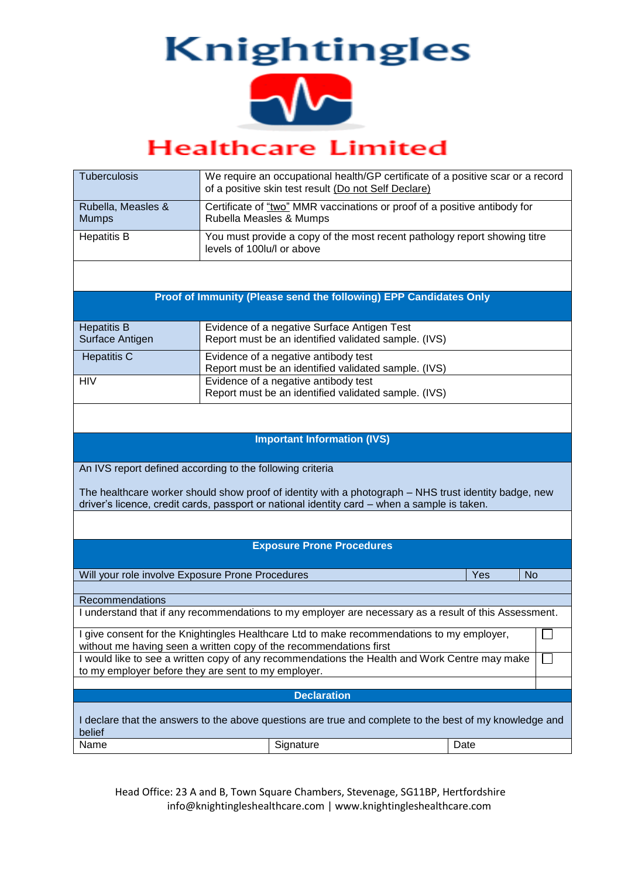# Knightingles Healthcare Limited

| | |
|---|---|
| Tuberculosis | We require an occupational health/GP certificate of a positive scar or a record of a positive skin test result (Do not Self Declare) |
| Rubella, Measles & Mumps | Certificate of "two" MMR vaccinations or proof of a positive antibody for Rubella Measles & Mumps |
| Hepatitis B | You must provide a copy of the most recent pathology report showing titre levels of 100lu/l or above |

## Proof of Immunity (Please send the following) EPP Candidates Only

| | |
|---|---|
| Hepatitis B Surface Antigen | Evidence of a negative Surface Antigen Test<br>Report must be an identified validated sample. (IVS) |
| Hepatitis C | Evidence of a negative antibody test<br>Report must be an identified validated sample. (IVS) |
| HIV | Evidence of a negative antibody test<br>Report must be an identified validated sample. (IVS) |

## Important Information (IVS)

An IVS report defined according to the following criteria

The healthcare worker should show proof of identity with a photograph – NHS trust identity badge, new driver's licence, credit cards, passport or national identity card – when a sample is taken.

## Exposure Prone Procedures

| | | |
|---|---|---|
| Will your role involve Exposure Prone Procedures | Yes | No |

Recommendations

I understand that if any recommendations to my employer are necessary as a result of this Assessment.

| | |
|---|---|
| I give consent for the Knightingles Healthcare Ltd to make recommendations to my employer, without me having seen a written copy of the recommendations first | ☐ |
| I would like to see a written copy of any recommendations the Health and Work Centre may make to my employer before they are sent to my employer. | ☐ |

## Declaration

I declare that the answers to the above questions are true and complete to the best of my knowledge and belief

| | | |
|---|---|---|
| Name | Signature | Date |

Head Office: 23 A and B, Town Square Chambers, Stevenage, SG11BP, Hertfordshire
info@knightingleshealthcare.com | www.knightingleshealthcare.com